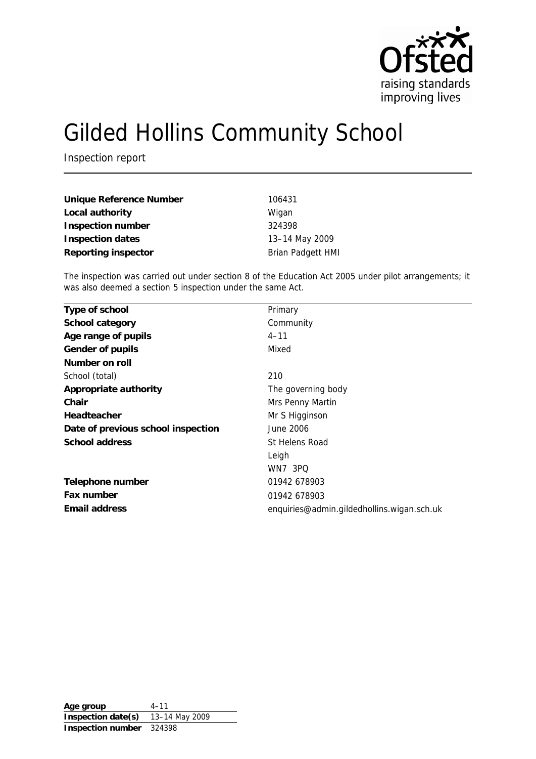Ofsted
raising standards
improving lives

# Gilded Hollins Community School

Inspection report

| | |
|---|---|
| **Unique Reference Number** | 106431 |
| **Local authority** | Wigan |
| **Inspection number** | 324398 |
| **Inspection dates** | 13–14 May 2009 |
| **Reporting inspector** | Brian Padgett HMI |

The inspection was carried out under section 8 of the Education Act 2005 under pilot arrangements; it was also deemed a section 5 inspection under the same Act.

| | |
|---|---|
| **Type of school** | Primary |
| **School category** | Community |
| **Age range of pupils** | 4–11 |
| **Gender of pupils** | Mixed |
| **Number on roll** | |
| School (total) | 210 |
| **Appropriate authority** | The governing body |
| **Chair** | Mrs Penny Martin |
| **Headteacher** | Mr S Higginson |
| **Date of previous school inspection** | June 2006 |
| **School address** | St Helens Road<br>Leigh<br>WN7 3PQ |
| **Telephone number** | 01942 678903 |
| **Fax number** | 01942 678903 |
| **Email address** | enquiries@admin.gildedhollins.wigan.sch.uk |

| | |
|---|---|
| **Age group** | 4–11 |
| **Inspection date(s)** | 13–14 May 2009 |
| **Inspection number** | 324398 |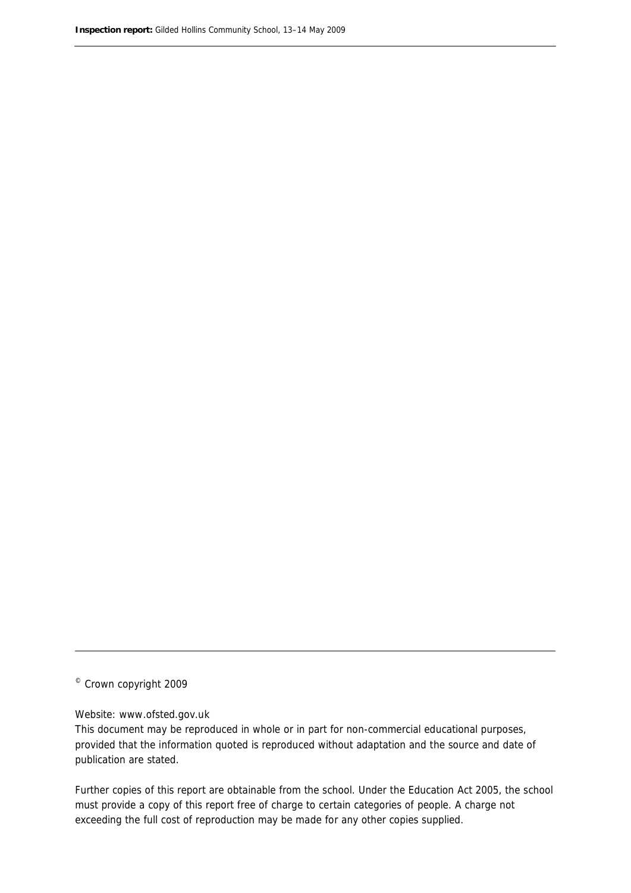© Crown copyright 2009

Website: www.ofsted.gov.uk

This document may be reproduced in whole or in part for non-commercial educational purposes, provided that the information quoted is reproduced without adaptation and the source and date of publication are stated.

Further copies of this report are obtainable from the school. Under the Education Act 2005, the school must provide a copy of this report free of charge to certain categories of people. A charge not exceeding the full cost of reproduction may be made for any other copies supplied.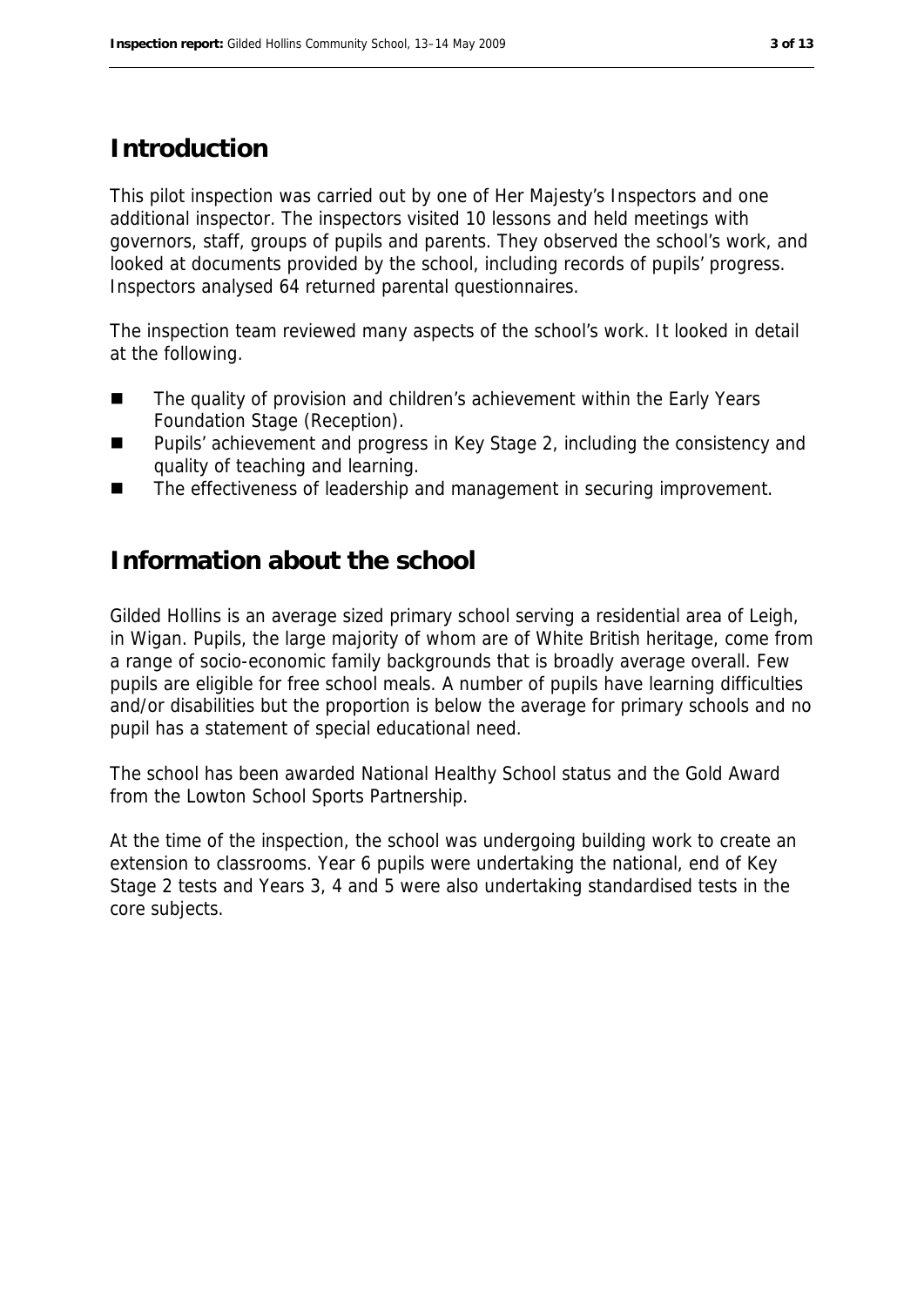## Introduction

This pilot inspection was carried out by one of Her Majesty's Inspectors and one additional inspector. The inspectors visited 10 lessons and held meetings with governors, staff, groups of pupils and parents. They observed the school's work, and looked at documents provided by the school, including records of pupils' progress. Inspectors analysed 64 returned parental questionnaires.

The inspection team reviewed many aspects of the school's work. It looked in detail at the following.

- The quality of provision and children's achievement within the Early Years Foundation Stage (Reception).
- Pupils' achievement and progress in Key Stage 2, including the consistency and quality of teaching and learning.
- The effectiveness of leadership and management in securing improvement.

## Information about the school

Gilded Hollins is an average sized primary school serving a residential area of Leigh, in Wigan. Pupils, the large majority of whom are of White British heritage, come from a range of socio-economic family backgrounds that is broadly average overall. Few pupils are eligible for free school meals. A number of pupils have learning difficulties and/or disabilities but the proportion is below the average for primary schools and no pupil has a statement of special educational need.

The school has been awarded National Healthy School status and the Gold Award from the Lowton School Sports Partnership.

At the time of the inspection, the school was undergoing building work to create an extension to classrooms. Year 6 pupils were undertaking the national, end of Key Stage 2 tests and Years 3, 4 and 5 were also undertaking standardised tests in the core subjects.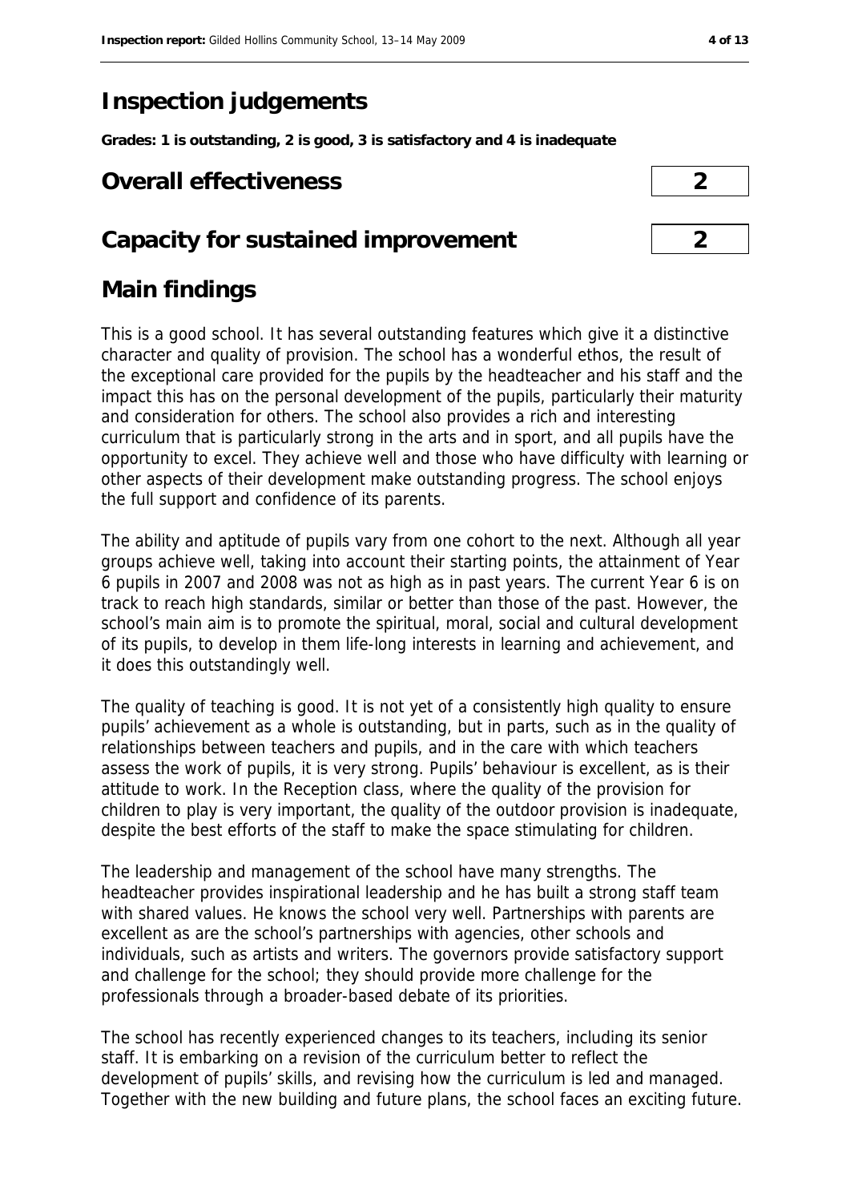# Inspection judgements

**Grades: 1 is outstanding, 2 is good, 3 is satisfactory and 4 is inadequate**

## Overall effectiveness — 2

## Capacity for sustained improvement — 2

# Main findings

This is a good school. It has several outstanding features which give it a distinctive character and quality of provision. The school has a wonderful ethos, the result of the exceptional care provided for the pupils by the headteacher and his staff and the impact this has on the personal development of the pupils, particularly their maturity and consideration for others. The school also provides a rich and interesting curriculum that is particularly strong in the arts and in sport, and all pupils have the opportunity to excel. They achieve well and those who have difficulty with learning or other aspects of their development make outstanding progress. The school enjoys the full support and confidence of its parents.

The ability and aptitude of pupils vary from one cohort to the next. Although all year groups achieve well, taking into account their starting points, the attainment of Year 6 pupils in 2007 and 2008 was not as high as in past years. The current Year 6 is on track to reach high standards, similar or better than those of the past. However, the school's main aim is to promote the spiritual, moral, social and cultural development of its pupils, to develop in them life-long interests in learning and achievement, and it does this outstandingly well.

The quality of teaching is good. It is not yet of a consistently high quality to ensure pupils' achievement as a whole is outstanding, but in parts, such as in the quality of relationships between teachers and pupils, and in the care with which teachers assess the work of pupils, it is very strong. Pupils' behaviour is excellent, as is their attitude to work. In the Reception class, where the quality of the provision for children to play is very important, the quality of the outdoor provision is inadequate, despite the best efforts of the staff to make the space stimulating for children.

The leadership and management of the school have many strengths. The headteacher provides inspirational leadership and he has built a strong staff team with shared values. He knows the school very well. Partnerships with parents are excellent as are the school's partnerships with agencies, other schools and individuals, such as artists and writers. The governors provide satisfactory support and challenge for the school; they should provide more challenge for the professionals through a broader-based debate of its priorities.

The school has recently experienced changes to its teachers, including its senior staff. It is embarking on a revision of the curriculum better to reflect the development of pupils' skills, and revising how the curriculum is led and managed. Together with the new building and future plans, the school faces an exciting future.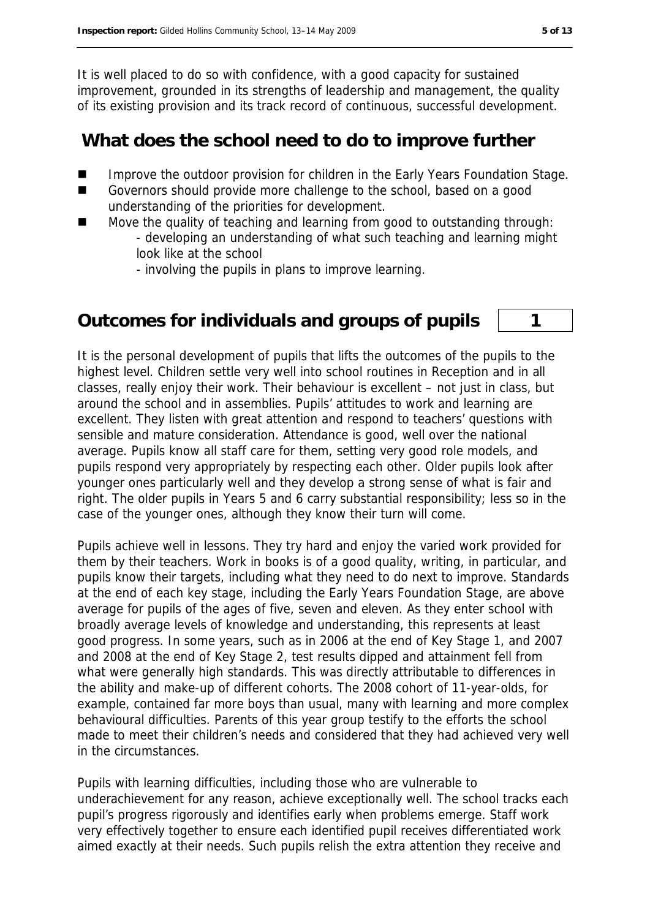It is well placed to do so with confidence, with a good capacity for sustained improvement, grounded in its strengths of leadership and management, the quality of its existing provision and its track record of continuous, successful development.

## What does the school need to do to improve further

- Improve the outdoor provision for children in the Early Years Foundation Stage.
- Governors should provide more challenge to the school, based on a good understanding of the priorities for development.
- Move the quality of teaching and learning from good to outstanding through:
  - developing an understanding of what such teaching and learning might look like at the school
  - involving the pupils in plans to improve learning.

## Outcomes for individuals and groups of pupils | 1

It is the personal development of pupils that lifts the outcomes of the pupils to the highest level. Children settle very well into school routines in Reception and in all classes, really enjoy their work. Their behaviour is excellent – not just in class, but around the school and in assemblies. Pupils' attitudes to work and learning are excellent. They listen with great attention and respond to teachers' questions with sensible and mature consideration. Attendance is good, well over the national average. Pupils know all staff care for them, setting very good role models, and pupils respond very appropriately by respecting each other. Older pupils look after younger ones particularly well and they develop a strong sense of what is fair and right. The older pupils in Years 5 and 6 carry substantial responsibility; less so in the case of the younger ones, although they know their turn will come.

Pupils achieve well in lessons. They try hard and enjoy the varied work provided for them by their teachers. Work in books is of a good quality, writing, in particular, and pupils know their targets, including what they need to do next to improve. Standards at the end of each key stage, including the Early Years Foundation Stage, are above average for pupils of the ages of five, seven and eleven. As they enter school with broadly average levels of knowledge and understanding, this represents at least good progress. In some years, such as in 2006 at the end of Key Stage 1, and 2007 and 2008 at the end of Key Stage 2, test results dipped and attainment fell from what were generally high standards. This was directly attributable to differences in the ability and make-up of different cohorts. The 2008 cohort of 11-year-olds, for example, contained far more boys than usual, many with learning and more complex behavioural difficulties. Parents of this year group testify to the efforts the school made to meet their children's needs and considered that they had achieved very well in the circumstances.

Pupils with learning difficulties, including those who are vulnerable to underachievement for any reason, achieve exceptionally well. The school tracks each pupil's progress rigorously and identifies early when problems emerge. Staff work very effectively together to ensure each identified pupil receives differentiated work aimed exactly at their needs. Such pupils relish the extra attention they receive and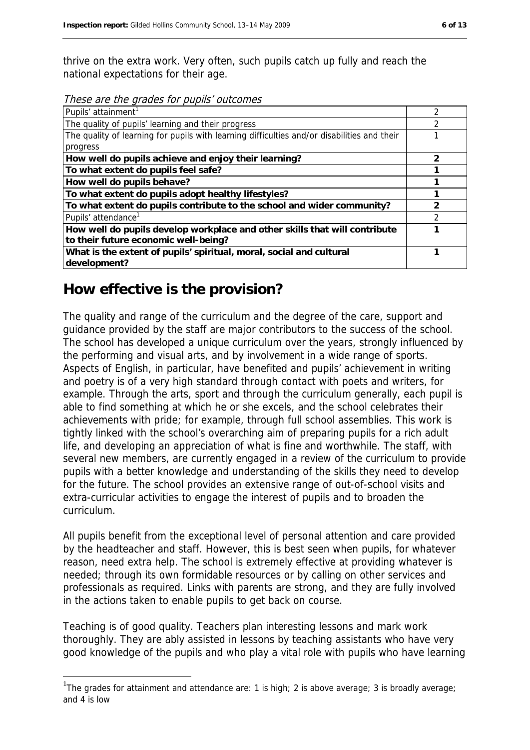thrive on the extra work. Very often, such pupils catch up fully and reach the national expectations for their age.

*These are the grades for pupils' outcomes*

| | |
|---|---|
| Pupils' attainment[1] | 2 |
| The quality of pupils' learning and their progress | 2 |
| The quality of learning for pupils with learning difficulties and/or disabilities and their progress | 1 |
| **How well do pupils achieve and enjoy their learning?** | **2** |
| **To what extent do pupils feel safe?** | **1** |
| **How well do pupils behave?** | **1** |
| **To what extent do pupils adopt healthy lifestyles?** | **1** |
| **To what extent do pupils contribute to the school and wider community?** | **2** |
| Pupils' attendance[1] | 2 |
| **How well do pupils develop workplace and other skills that will contribute to their future economic well-being?** | **1** |
| **What is the extent of pupils' spiritual, moral, social and cultural development?** | **1** |

## How effective is the provision?

The quality and range of the curriculum and the degree of the care, support and guidance provided by the staff are major contributors to the success of the school. The school has developed a unique curriculum over the years, strongly influenced by the performing and visual arts, and by involvement in a wide range of sports. Aspects of English, in particular, have benefited and pupils' achievement in writing and poetry is of a very high standard through contact with poets and writers, for example. Through the arts, sport and through the curriculum generally, each pupil is able to find something at which he or she excels, and the school celebrates their achievements with pride; for example, through full school assemblies. This work is tightly linked with the school's overarching aim of preparing pupils for a rich adult life, and developing an appreciation of what is fine and worthwhile. The staff, with several new members, are currently engaged in a review of the curriculum to provide pupils with a better knowledge and understanding of the skills they need to develop for the future. The school provides an extensive range of out-of-school visits and extra-curricular activities to engage the interest of pupils and to broaden the curriculum.

All pupils benefit from the exceptional level of personal attention and care provided by the headteacher and staff. However, this is best seen when pupils, for whatever reason, need extra help. The school is extremely effective at providing whatever is needed; through its own formidable resources or by calling on other services and professionals as required. Links with parents are strong, and they are fully involved in the actions taken to enable pupils to get back on course.

Teaching is of good quality. Teachers plan interesting lessons and mark work thoroughly. They are ably assisted in lessons by teaching assistants who have very good knowledge of the pupils and who play a vital role with pupils who have learning

[1] The grades for attainment and attendance are: 1 is high; 2 is above average; 3 is broadly average; and 4 is low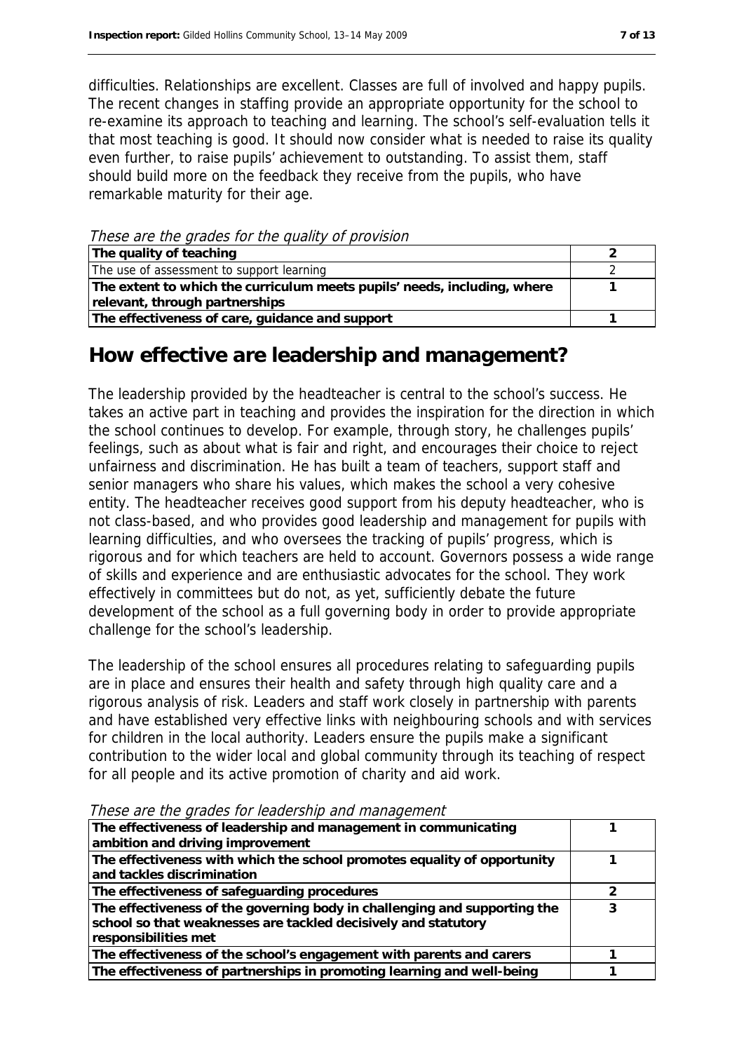difficulties. Relationships are excellent. Classes are full of involved and happy pupils. The recent changes in staffing provide an appropriate opportunity for the school to re-examine its approach to teaching and learning. The school's self-evaluation tells it that most teaching is good. It should now consider what is needed to raise its quality even further, to raise pupils' achievement to outstanding. To assist them, staff should build more on the feedback they receive from the pupils, who have remarkable maturity for their age.

*These are the grades for the quality of provision*

| | |
|---|---|
| **The quality of teaching** | **2** |
| The use of assessment to support learning | 2 |
| **The extent to which the curriculum meets pupils' needs, including, where relevant, through partnerships** | **1** |
| **The effectiveness of care, guidance and support** | **1** |

## How effective are leadership and management?

The leadership provided by the headteacher is central to the school's success. He takes an active part in teaching and provides the inspiration for the direction in which the school continues to develop. For example, through story, he challenges pupils' feelings, such as about what is fair and right, and encourages their choice to reject unfairness and discrimination. He has built a team of teachers, support staff and senior managers who share his values, which makes the school a very cohesive entity. The headteacher receives good support from his deputy headteacher, who is not class-based, and who provides good leadership and management for pupils with learning difficulties, and who oversees the tracking of pupils' progress, which is rigorous and for which teachers are held to account. Governors possess a wide range of skills and experience and are enthusiastic advocates for the school. They work effectively in committees but do not, as yet, sufficiently debate the future development of the school as a full governing body in order to provide appropriate challenge for the school's leadership.

The leadership of the school ensures all procedures relating to safeguarding pupils are in place and ensures their health and safety through high quality care and a rigorous analysis of risk. Leaders and staff work closely in partnership with parents and have established very effective links with neighbouring schools and with services for children in the local authority. Leaders ensure the pupils make a significant contribution to the wider local and global community through its teaching of respect for all people and its active promotion of charity and aid work.

*These are the grades for leadership and management*

| | |
|---|---|
| **The effectiveness of leadership and management in communicating ambition and driving improvement** | **1** |
| **The effectiveness with which the school promotes equality of opportunity and tackles discrimination** | **1** |
| **The effectiveness of safeguarding procedures** | **2** |
| **The effectiveness of the governing body in challenging and supporting the school so that weaknesses are tackled decisively and statutory responsibilities met** | **3** |
| **The effectiveness of the school's engagement with parents and carers** | **1** |
| **The effectiveness of partnerships in promoting learning and well-being** | **1** |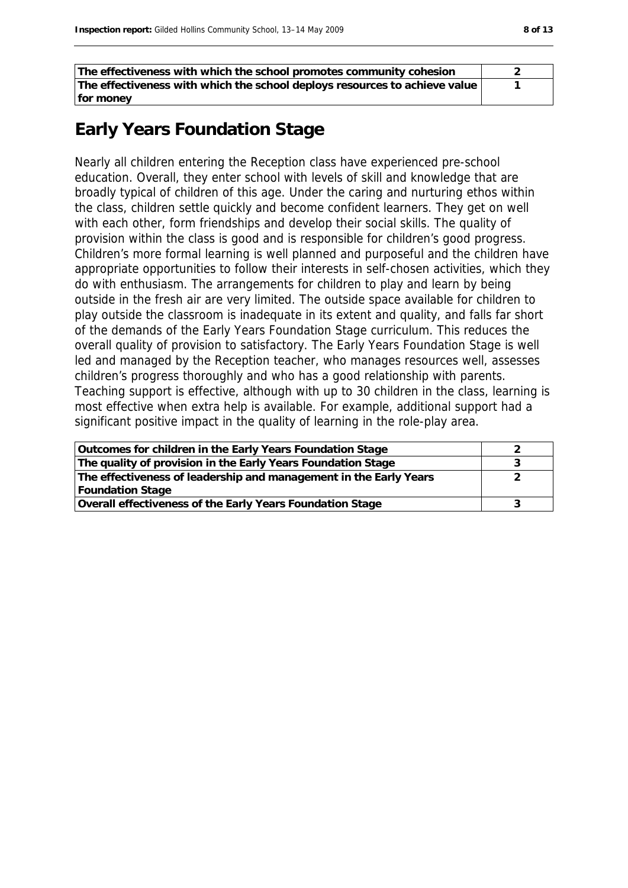| | |
|---|---|
| The effectiveness with which the school promotes community cohesion | 2 |
| The effectiveness with which the school deploys resources to achieve value for money | 1 |

## Early Years Foundation Stage

Nearly all children entering the Reception class have experienced pre-school education. Overall, they enter school with levels of skill and knowledge that are broadly typical of children of this age. Under the caring and nurturing ethos within the class, children settle quickly and become confident learners. They get on well with each other, form friendships and develop their social skills. The quality of provision within the class is good and is responsible for children's good progress. Children's more formal learning is well planned and purposeful and the children have appropriate opportunities to follow their interests in self-chosen activities, which they do with enthusiasm. The arrangements for children to play and learn by being outside in the fresh air are very limited. The outside space available for children to play outside the classroom is inadequate in its extent and quality, and falls far short of the demands of the Early Years Foundation Stage curriculum. This reduces the overall quality of provision to satisfactory. The Early Years Foundation Stage is well led and managed by the Reception teacher, who manages resources well, assesses children's progress thoroughly and who has a good relationship with parents. Teaching support is effective, although with up to 30 children in the class, learning is most effective when extra help is available. For example, additional support had a significant positive impact in the quality of learning in the role-play area.

| | |
|---|---|
| Outcomes for children in the Early Years Foundation Stage | 2 |
| The quality of provision in the Early Years Foundation Stage | 3 |
| The effectiveness of leadership and management in the Early Years Foundation Stage | 2 |
| Overall effectiveness of the Early Years Foundation Stage | 3 |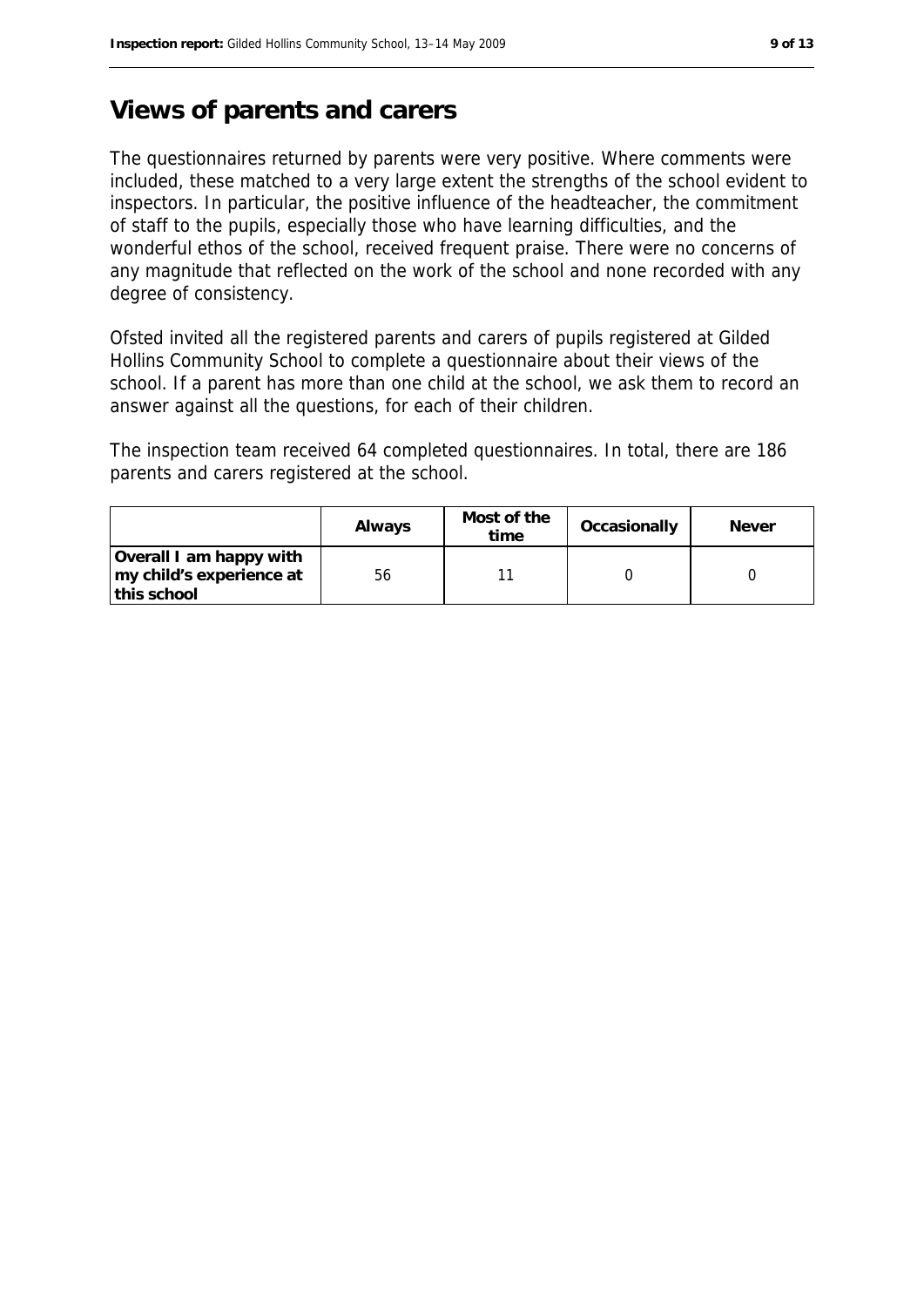# Views of parents and carers

The questionnaires returned by parents were very positive. Where comments were included, these matched to a very large extent the strengths of the school evident to inspectors. In particular, the positive influence of the headteacher, the commitment of staff to the pupils, especially those who have learning difficulties, and the wonderful ethos of the school, received frequent praise. There were no concerns of any magnitude that reflected on the work of the school and none recorded with any degree of consistency.

Ofsted invited all the registered parents and carers of pupils registered at Gilded Hollins Community School to complete a questionnaire about their views of the school. If a parent has more than one child at the school, we ask them to record an answer against all the questions, for each of their children.

The inspection team received 64 completed questionnaires. In total, there are 186 parents and carers registered at the school.

| | Always | Most of the time | Occasionally | Never |
|---|---|---|---|---|
| **Overall I am happy with my child's experience at this school** | 56 | 11 | 0 | 0 |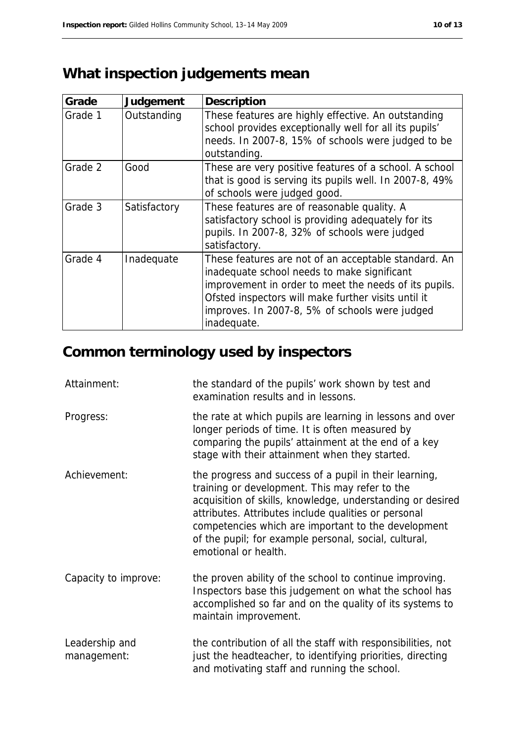## What inspection judgements mean

| Grade | Judgement | Description |
|---|---|---|
| Grade 1 | Outstanding | These features are highly effective. An outstanding school provides exceptionally well for all its pupils' needs. In 2007-8, 15% of schools were judged to be outstanding. |
| Grade 2 | Good | These are very positive features of a school. A school that is good is serving its pupils well. In 2007-8, 49% of schools were judged good. |
| Grade 3 | Satisfactory | These features are of reasonable quality. A satisfactory school is providing adequately for its pupils. In 2007-8, 32% of schools were judged satisfactory. |
| Grade 4 | Inadequate | These features are not of an acceptable standard. An inadequate school needs to make significant improvement in order to meet the needs of its pupils. Ofsted inspectors will make further visits until it improves. In 2007-8, 5% of schools were judged inadequate. |

## Common terminology used by inspectors

| | |
|---|---|
| Attainment: | the standard of the pupils' work shown by test and examination results and in lessons. |
| Progress: | the rate at which pupils are learning in lessons and over longer periods of time. It is often measured by comparing the pupils' attainment at the end of a key stage with their attainment when they started. |
| Achievement: | the progress and success of a pupil in their learning, training or development. This may refer to the acquisition of skills, knowledge, understanding or desired attributes. Attributes include qualities or personal competencies which are important to the development of the pupil; for example personal, social, cultural, emotional or health. |
| Capacity to improve: | the proven ability of the school to continue improving. Inspectors base this judgement on what the school has accomplished so far and on the quality of its systems to maintain improvement. |
| Leadership and management: | the contribution of all the staff with responsibilities, not just the headteacher, to identifying priorities, directing and motivating staff and running the school. |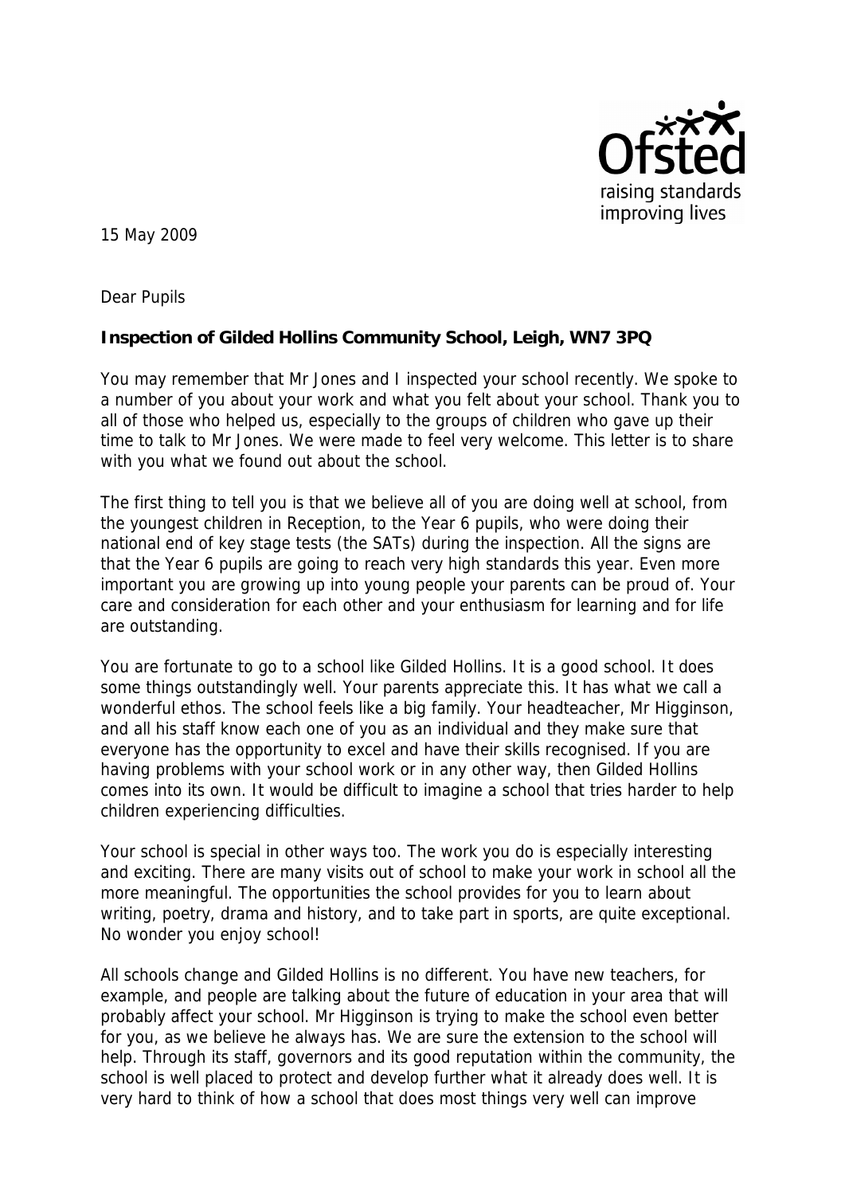15 May 2009

Dear Pupils

**Inspection of Gilded Hollins Community School, Leigh, WN7 3PQ**

You may remember that Mr Jones and I inspected your school recently. We spoke to a number of you about your work and what you felt about your school. Thank you to all of those who helped us, especially to the groups of children who gave up their time to talk to Mr Jones. We were made to feel very welcome. This letter is to share with you what we found out about the school.

The first thing to tell you is that we believe all of you are doing well at school, from the youngest children in Reception, to the Year 6 pupils, who were doing their national end of key stage tests (the SATs) during the inspection. All the signs are that the Year 6 pupils are going to reach very high standards this year. Even more important you are growing up into young people your parents can be proud of. Your care and consideration for each other and your enthusiasm for learning and for life are outstanding.

You are fortunate to go to a school like Gilded Hollins. It is a good school. It does some things outstandingly well. Your parents appreciate this. It has what we call a wonderful ethos. The school feels like a big family. Your headteacher, Mr Higginson, and all his staff know each one of you as an individual and they make sure that everyone has the opportunity to excel and have their skills recognised. If you are having problems with your school work or in any other way, then Gilded Hollins comes into its own. It would be difficult to imagine a school that tries harder to help children experiencing difficulties.

Your school is special in other ways too. The work you do is especially interesting and exciting. There are many visits out of school to make your work in school all the more meaningful. The opportunities the school provides for you to learn about writing, poetry, drama and history, and to take part in sports, are quite exceptional. No wonder you enjoy school!

All schools change and Gilded Hollins is no different. You have new teachers, for example, and people are talking about the future of education in your area that will probably affect your school. Mr Higginson is trying to make the school even better for you, as we believe he always has. We are sure the extension to the school will help. Through its staff, governors and its good reputation within the community, the school is well placed to protect and develop further what it already does well. It is very hard to think of how a school that does most things very well can improve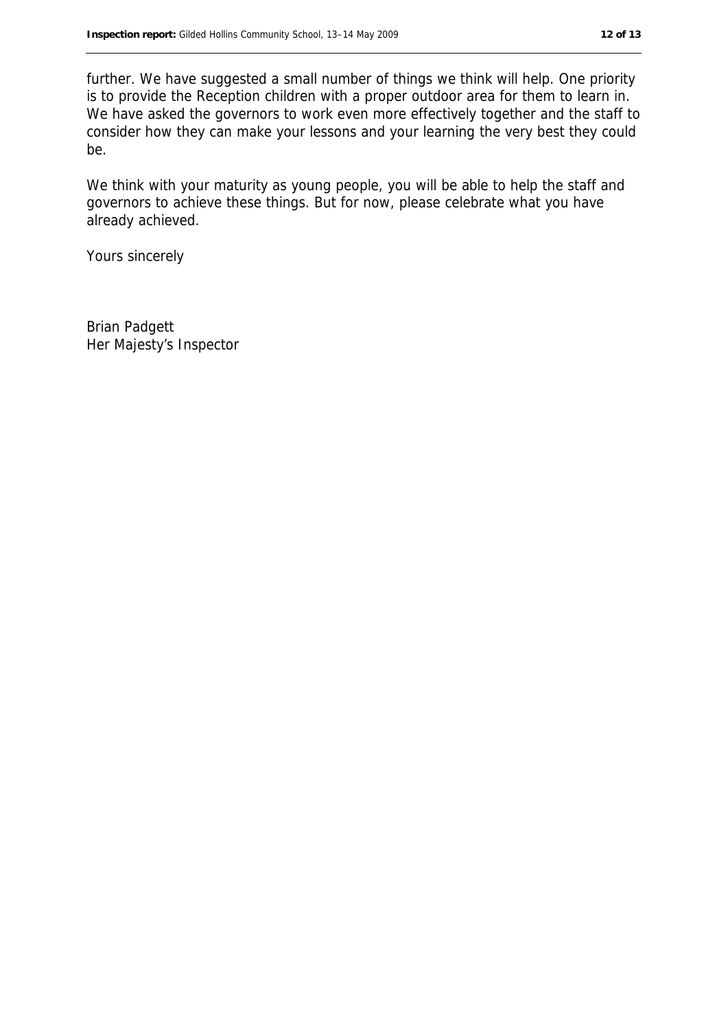further. We have suggested a small number of things we think will help. One priority is to provide the Reception children with a proper outdoor area for them to learn in. We have asked the governors to work even more effectively together and the staff to consider how they can make your lessons and your learning the very best they could be.

We think with your maturity as young people, you will be able to help the staff and governors to achieve these things. But for now, please celebrate what you have already achieved.

Yours sincerely

Brian Padgett
Her Majesty's Inspector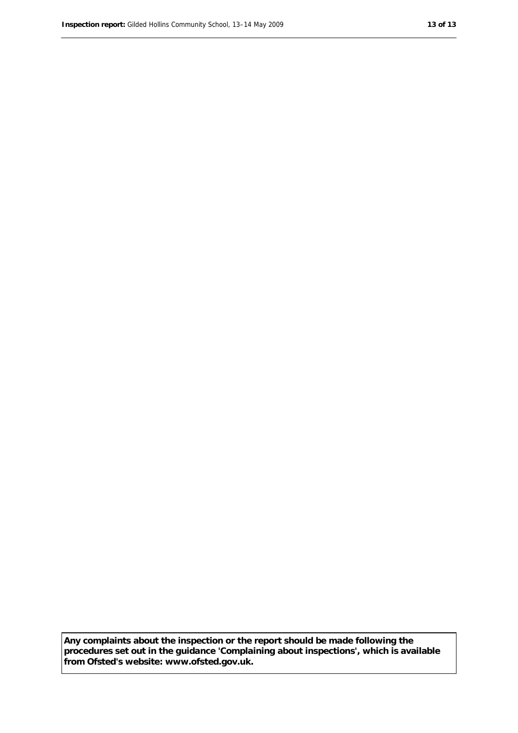**Any complaints about the inspection or the report should be made following the procedures set out in the guidance 'Complaining about inspections', which is available from Ofsted's website: www.ofsted.gov.uk.**